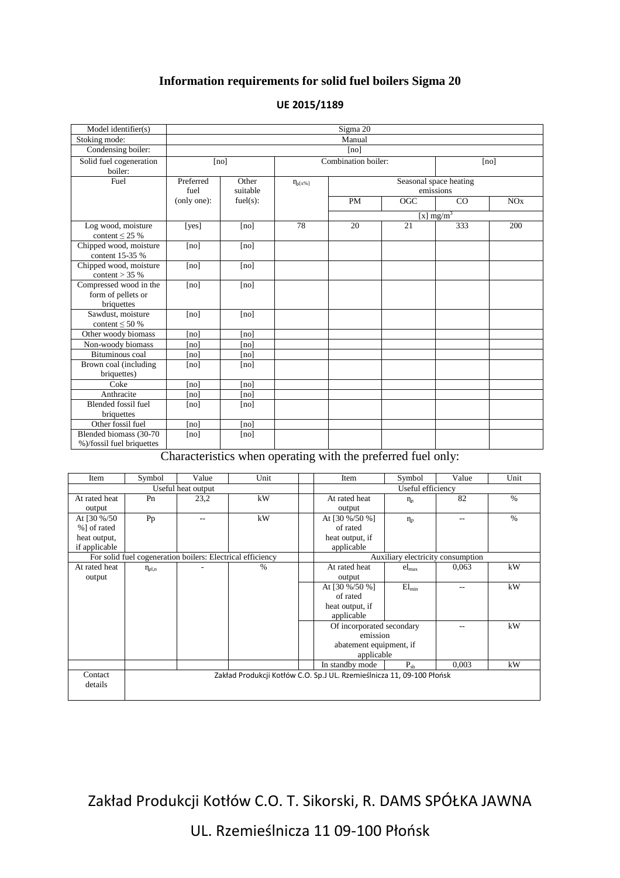## Information requirements for solid fuel boilers Sigma 20

**UE 2015/1189**

| Model identifier(s) | Sigma 20 | | | | | | | |
|---|---|---|---|---|---|---|---|---|
| Stoking mode: | Manual | | | | | | | |
| Condensing boiler: | [no] | | | | | | | |
| Solid fuel cogeneration boiler: | [no] | | Combination boiler: | | | | [no] | |
| Fuel | Preferred fuel (only one): | Other suitable fuel(s): | $\eta_{s[x\%]}$ | Seasonal space heating emissions | | | | |
| | | | | PM | OGC | CO | NOx | |
| | | | | [x] mg/m$^3$ | | | | |
| Log wood, moisture content ≤ 25 % | [yes] | [no] | 78 | 20 | 21 | 333 | 200 | |
| Chipped wood, moisture content 15-35 % | [no] | [no] | | | | | | |
| Chipped wood, moisture content > 35 % | [no] | [no] | | | | | | |
| Compressed wood in the form of pellets or briquettes | [no] | [no] | | | | | | |
| Sawdust, moisture content ≤ 50 % | [no] | [no] | | | | | | |
| Other woody biomass | [no] | [no] | | | | | | |
| Non-woody biomass | [no] | [no] | | | | | | |
| Bituminous coal | [no] | [no] | | | | | | |
| Brown coal (including briquettes) | [no] | [no] | | | | | | |
| Coke | [no] | [no] | | | | | | |
| Anthracite | [no] | [no] | | | | | | |
| Blended fossil fuel briquettes | [no] | [no] | | | | | | |
| Other fossil fuel | [no] | [no] | | | | | | |
| Blended biomass (30-70 %)/fossil fuel briquettes | [no] | [no] | | | | | | |

Characteristics when operating with the preferred fuel only:

| Item | Symbol | Value | Unit | | Item | Symbol | Value | Unit |
|---|---|---|---|---|---|---|---|---|
| Useful heat output | | | | | Useful efficiency | | | |
| At rated heat output | Pn | 23,2 | kW | | At rated heat output | $\eta_n$ | 82 | % |
| At [30 %/50 %] of rated heat output, if applicable | Pp | -- | kW | | At [30 %/50 %] of rated heat output, if applicable | $\eta_p$ | -- | % |
| For solid fuel cogeneration boilers: Electrical efficiency | | | | | Auxiliary electricity consumption | | | |
| At rated heat output | $\eta_{el,n}$ | - | % | | At rated heat output | $el_{max}$ | 0,063 | kW |
| | | | | | At [30 %/50 %] of rated heat output, if applicable | $El_{min}$ | -- | kW |
| | | | | | Of incorporated secondary emission abatement equipment, if applicable | | -- | kW |
| | | | | | In standby mode | $P_{sb}$ | 0,003 | kW |
| Contact details | Zakład Produkcji Kotłów C.O. Sp.J UL. Rzemieślnicza 11, 09-100 Płońsk | | | | | | | |

Zakład Produkcji Kotłów C.O. T. Sikorski, R. DAMS SPÓŁKA JAWNA

UL. Rzemieślnicza 11 09-100 Płońsk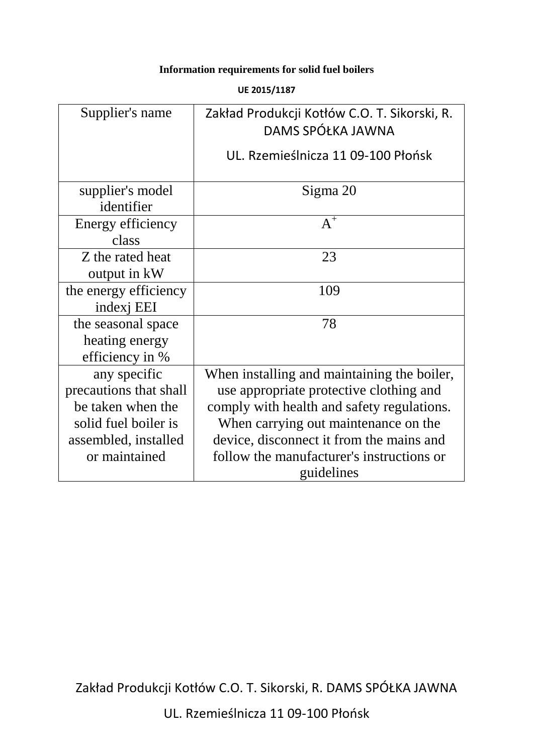**Information requirements for solid fuel boilers**

**UE 2015/1187**

| | |
|---|---|
| Supplier's name | Zakład Produkcji Kotłów C.O. T. Sikorski, R. DAMS SPÓŁKA JAWNA<br>UL. Rzemieślnicza 11 09-100 Płońsk |
| supplier's model identifier | Sigma 20 |
| Energy efficiency class | $A^+$ |
| Z the rated heat output in kW | 23 |
| the energy efficiency indexj EEI | 109 |
| the seasonal space heating energy efficiency in % | 78 |
| any specific precautions that shall be taken when the solid fuel boiler is assembled, installed or maintained | When installing and maintaining the boiler, use appropriate protective clothing and comply with health and safety regulations. When carrying out maintenance on the device, disconnect it from the mains and follow the manufacturer's instructions or guidelines |

Zakład Produkcji Kotłów C.O. T. Sikorski, R. DAMS SPÓŁKA JAWNA

UL. Rzemieślnicza 11 09-100 Płońsk